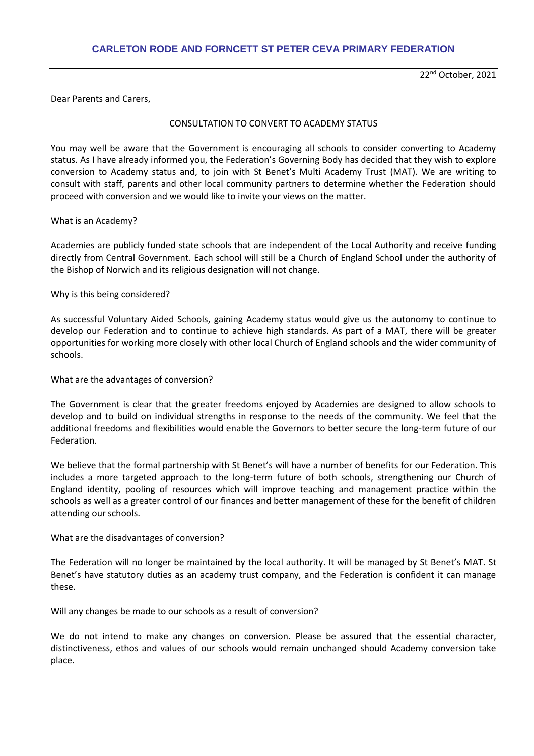# CARLETON RODE AND FORNCETT ST PETER CEVA PRIMARY FEDERATION

22nd October, 2021

Dear Parents and Carers,

## CONSULTATION TO CONVERT TO ACADEMY STATUS

You may well be aware that the Government is encouraging all schools to consider converting to Academy status. As I have already informed you, the Federation's Governing Body has decided that they wish to explore conversion to Academy status and, to join with St Benet's Multi Academy Trust (MAT). We are writing to consult with staff, parents and other local community partners to determine whether the Federation should proceed with conversion and we would like to invite your views on the matter.

### What is an Academy?

Academies are publicly funded state schools that are independent of the Local Authority and receive funding directly from Central Government. Each school will still be a Church of England School under the authority of the Bishop of Norwich and its religious designation will not change.

### Why is this being considered?

As successful Voluntary Aided Schools, gaining Academy status would give us the autonomy to continue to develop our Federation and to continue to achieve high standards. As part of a MAT, there will be greater opportunities for working more closely with other local Church of England schools and the wider community of schools.

### What are the advantages of conversion?

The Government is clear that the greater freedoms enjoyed by Academies are designed to allow schools to develop and to build on individual strengths in response to the needs of the community. We feel that the additional freedoms and flexibilities would enable the Governors to better secure the long-term future of our Federation.

We believe that the formal partnership with St Benet's will have a number of benefits for our Federation. This includes a more targeted approach to the long-term future of both schools, strengthening our Church of England identity, pooling of resources which will improve teaching and management practice within the schools as well as a greater control of our finances and better management of these for the benefit of children attending our schools.

### What are the disadvantages of conversion?

The Federation will no longer be maintained by the local authority. It will be managed by St Benet's MAT. St Benet's have statutory duties as an academy trust company, and the Federation is confident it can manage these.

### Will any changes be made to our schools as a result of conversion?

We do not intend to make any changes on conversion. Please be assured that the essential character, distinctiveness, ethos and values of our schools would remain unchanged should Academy conversion take place.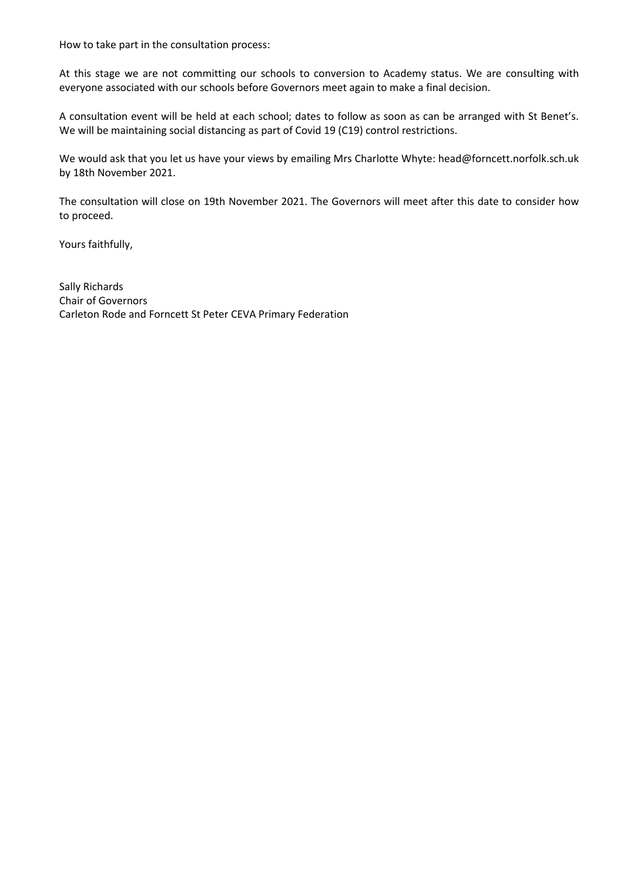How to take part in the consultation process:

At this stage we are not committing our schools to conversion to Academy status. We are consulting with everyone associated with our schools before Governors meet again to make a final decision.

A consultation event will be held at each school; dates to follow as soon as can be arranged with St Benet's. We will be maintaining social distancing as part of Covid 19 (C19) control restrictions.

We would ask that you let us have your views by emailing Mrs Charlotte Whyte: head@forncett.norfolk.sch.uk by 18th November 2021.

The consultation will close on 19th November 2021. The Governors will meet after this date to consider how to proceed.

Yours faithfully,

Sally Richards
Chair of Governors
Carleton Rode and Forncett St Peter CEVA Primary Federation